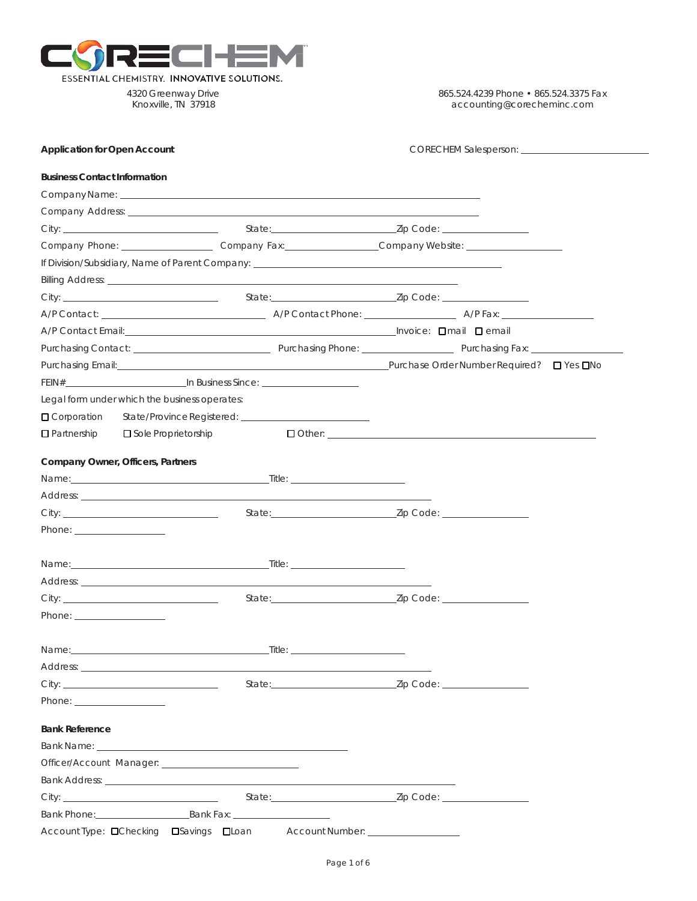# CORECHEM

ESSENTIAL CHEMISTRY. **INNOVATIVE SOLUTIONS.**

4320 Greenway Drive
Knoxville, TN 37918

865.524.4239 Phone • 865.524.3375 Fax
accounting@corecheminc.com

**Application for Open Account**

CORECHEM Salesperson: ______________________

## Business Contact Information

Company Name: ______________________________________________

Company Address: ______________________________________________

City: ____________________ State: ____________________ Zip Code: ______________

Company Phone: ______________ Company Fax: ______________ Company Website: ______________

If Division/Subsidiary, Name of Parent Company: ______________________________________

Billing Address: ______________________________________________

City: ____________________ State: ____________________ Zip Code: ______________

A/P Contact: ____________________ A/P Contact Phone: ______________ A/P Fax: ______________

A/P Contact Email: ______________________________ Invoice: ☐ mail ☐ email

Purchasing Contact: ____________________ Purchasing Phone: ______________ Purchasing Fax: ______________

Purchasing Email: ______________________________ Purchase Order Number Required? ☐ Yes ☐ No

FEIN# ____________________ In Business Since: ______________

Legal form under which the business operates:

☐ Corporation State/Province Registered: ____________________

☐ Partnership ☐ Sole Proprietorship ☐ Other: ______________________________

## Company Owner, Officers, Partners

Name: ______________________________ Title: ____________________

Address: ______________________________________________

City: ____________________ State: ____________________ Zip Code: ______________

Phone: ______________

Name: ______________________________ Title: ____________________

Address: ______________________________________________

City: ____________________ State: ____________________ Zip Code: ______________

Phone: ______________

Name: ______________________________ Title: ____________________

Address: ______________________________________________

City: ____________________ State: ____________________ Zip Code: ______________

Phone: ______________

## Bank Reference

Bank Name: ______________________________

Officer/Account Manager: ____________________

Bank Address: ______________________________________________

City: ____________________ State: ____________________ Zip Code: ______________

Bank Phone: ______________ Bank Fax: ______________

Account Type: ☐ Checking ☐ Savings ☐ Loan Account Number: ______________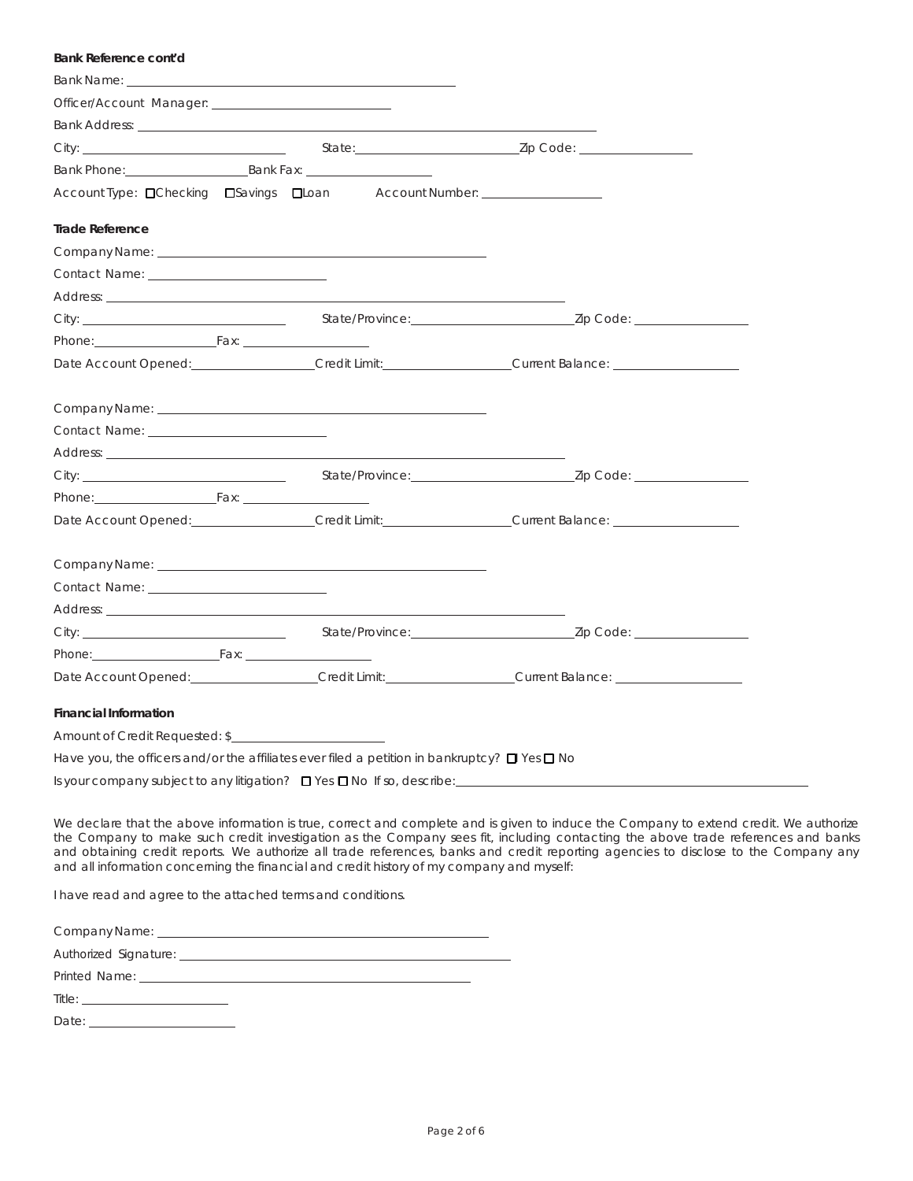**Bank Reference cont'd**

Bank Name: \_\_\_\_\_\_\_\_\_\_\_\_\_\_\_\_\_\_\_\_\_\_\_\_\_\_\_\_\_\_\_\_\_\_\_\_\_\_\_\_

Officer/Account Manager: \_\_\_\_\_\_\_\_\_\_\_\_\_\_\_\_\_\_\_\_\_\_\_\_\_\_

Bank Address: \_\_\_\_\_\_\_\_\_\_\_\_\_\_\_\_\_\_\_\_\_\_\_\_\_\_\_\_\_\_\_\_\_\_\_\_\_\_\_\_\_\_\_\_\_\_\_\_\_\_\_\_\_\_\_\_\_\_

City: \_\_\_\_\_\_\_\_\_\_\_\_\_\_\_\_\_\_\_\_\_\_\_\_ State: \_\_\_\_\_\_\_\_\_\_\_\_\_\_\_\_\_\_\_\_ Zip Code: \_\_\_\_\_\_\_\_\_\_\_\_\_\_

Bank Phone: \_\_\_\_\_\_\_\_\_\_\_\_\_\_\_ Bank Fax: \_\_\_\_\_\_\_\_\_\_\_\_\_\_\_

Account Type: ☐ Checking ☐ Savings ☐ Loan Account Number: \_\_\_\_\_\_\_\_\_\_\_\_\_\_\_

**Trade Reference**

Company Name: \_\_\_\_\_\_\_\_\_\_\_\_\_\_\_\_\_\_\_\_\_\_\_\_\_\_\_\_\_\_\_\_\_\_\_\_\_\_\_\_

Contact Name: \_\_\_\_\_\_\_\_\_\_\_\_\_\_\_\_\_\_\_\_\_\_\_\_\_\_

Address: \_\_\_\_\_\_\_\_\_\_\_\_\_\_\_\_\_\_\_\_\_\_\_\_\_\_\_\_\_\_\_\_\_\_\_\_\_\_\_\_\_\_\_\_\_\_\_\_\_\_\_\_\_\_

City: \_\_\_\_\_\_\_\_\_\_\_\_\_\_\_\_\_\_\_\_\_\_\_\_ State/Province: \_\_\_\_\_\_\_\_\_\_\_\_\_\_\_\_\_\_\_\_ Zip Code: \_\_\_\_\_\_\_\_\_\_\_\_\_\_

Phone: \_\_\_\_\_\_\_\_\_\_\_\_\_\_\_ Fax: \_\_\_\_\_\_\_\_\_\_\_\_\_\_\_

Date Account Opened: \_\_\_\_\_\_\_\_\_\_\_\_\_\_\_ Credit Limit: \_\_\_\_\_\_\_\_\_\_\_\_\_\_\_ Current Balance: \_\_\_\_\_\_\_\_\_\_\_\_\_\_\_

Company Name: \_\_\_\_\_\_\_\_\_\_\_\_\_\_\_\_\_\_\_\_\_\_\_\_\_\_\_\_\_\_\_\_\_\_\_\_\_\_\_\_

Contact Name: \_\_\_\_\_\_\_\_\_\_\_\_\_\_\_\_\_\_\_\_\_\_\_\_\_\_

Address: \_\_\_\_\_\_\_\_\_\_\_\_\_\_\_\_\_\_\_\_\_\_\_\_\_\_\_\_\_\_\_\_\_\_\_\_\_\_\_\_\_\_\_\_\_\_\_\_\_\_\_\_\_\_

City: \_\_\_\_\_\_\_\_\_\_\_\_\_\_\_\_\_\_\_\_\_\_\_\_ State/Province: \_\_\_\_\_\_\_\_\_\_\_\_\_\_\_\_\_\_\_\_ Zip Code: \_\_\_\_\_\_\_\_\_\_\_\_\_\_

Phone: \_\_\_\_\_\_\_\_\_\_\_\_\_\_\_ Fax: \_\_\_\_\_\_\_\_\_\_\_\_\_\_\_

Date Account Opened: \_\_\_\_\_\_\_\_\_\_\_\_\_\_\_ Credit Limit: \_\_\_\_\_\_\_\_\_\_\_\_\_\_\_ Current Balance: \_\_\_\_\_\_\_\_\_\_\_\_\_\_\_

Company Name: \_\_\_\_\_\_\_\_\_\_\_\_\_\_\_\_\_\_\_\_\_\_\_\_\_\_\_\_\_\_\_\_\_\_\_\_\_\_\_\_

Contact Name: \_\_\_\_\_\_\_\_\_\_\_\_\_\_\_\_\_\_\_\_\_\_\_\_\_\_

Address: \_\_\_\_\_\_\_\_\_\_\_\_\_\_\_\_\_\_\_\_\_\_\_\_\_\_\_\_\_\_\_\_\_\_\_\_\_\_\_\_\_\_\_\_\_\_\_\_\_\_\_\_\_\_

City: \_\_\_\_\_\_\_\_\_\_\_\_\_\_\_\_\_\_\_\_\_\_\_\_ State/Province: \_\_\_\_\_\_\_\_\_\_\_\_\_\_\_\_\_\_\_\_ Zip Code: \_\_\_\_\_\_\_\_\_\_\_\_\_\_

Phone: \_\_\_\_\_\_\_\_\_\_\_\_\_\_\_ Fax: \_\_\_\_\_\_\_\_\_\_\_\_\_\_\_

Date Account Opened: \_\_\_\_\_\_\_\_\_\_\_\_\_\_\_ Credit Limit: \_\_\_\_\_\_\_\_\_\_\_\_\_\_\_ Current Balance: \_\_\_\_\_\_\_\_\_\_\_\_\_\_\_

**Financial Information**

Amount of Credit Requested: $\_\_\_\_\_\_\_\_\_\_\_\_\_\_\_\_\_\_\_\_

Have you, the officers and/or the affiliates ever filed a petition in bankruptcy? ☐ Yes ☐ No

Is your company subject to any litigation? ☐ Yes ☐ No If so, describe: \_\_\_\_\_\_\_\_\_\_\_\_\_\_\_\_\_\_\_\_\_\_\_\_\_\_\_\_\_\_\_\_\_\_\_\_\_\_\_\_\_\_\_\_

We declare that the above information is true, correct and complete and is given to induce the Company to extend credit. We authorize the Company to make such credit investigation as the Company sees fit, including contacting the above trade references and banks and obtaining credit reports. We authorize all trade references, banks and credit reporting agencies to disclose to the Company any and all information concerning the financial and credit history of my company and myself:

I have read and agree to the attached terms and conditions.

Company Name: \_\_\_\_\_\_\_\_\_\_\_\_\_\_\_\_\_\_\_\_\_\_\_\_\_\_\_\_\_\_\_\_\_\_\_\_\_\_\_\_

Authorized Signature: \_\_\_\_\_\_\_\_\_\_\_\_\_\_\_\_\_\_\_\_\_\_\_\_\_\_\_\_\_\_\_\_\_\_\_\_\_\_\_\_

Printed Name: \_\_\_\_\_\_\_\_\_\_\_\_\_\_\_\_\_\_\_\_\_\_\_\_\_\_\_\_\_\_\_\_\_\_\_\_\_\_\_\_

Title: \_\_\_\_\_\_\_\_\_\_\_\_\_\_\_\_\_\_\_\_

Date: \_\_\_\_\_\_\_\_\_\_\_\_\_\_\_\_\_\_\_\_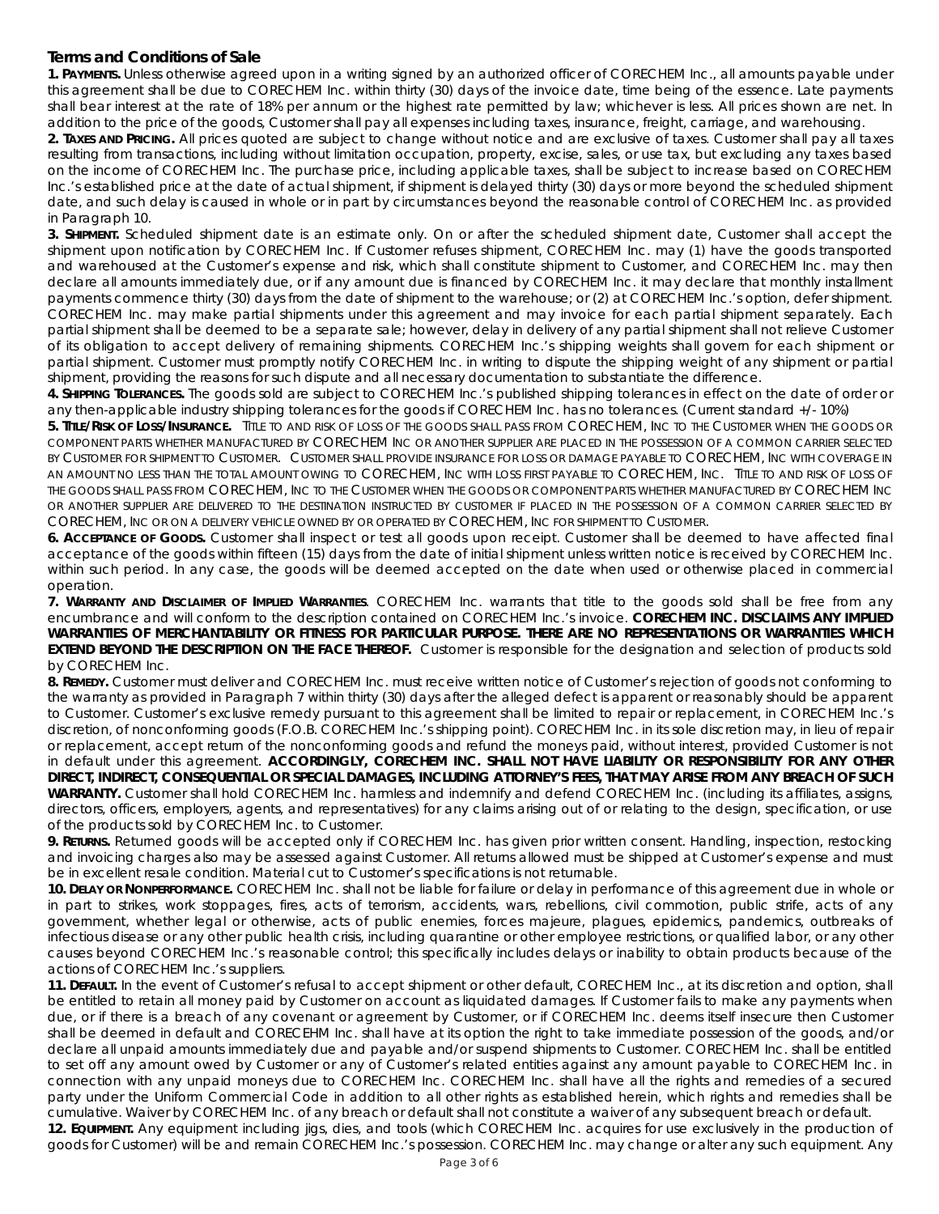## Terms and Conditions of Sale

**1. PAYMENTS.** Unless otherwise agreed upon in a writing signed by an authorized officer of CORECHEM Inc., all amounts payable under this agreement shall be due to CORECHEM Inc. within thirty (30) days of the invoice date, time being of the essence. Late payments shall bear interest at the rate of 18% per annum or the highest rate permitted by law; whichever is less. All prices shown are net. In addition to the price of the goods, Customer shall pay all expenses including taxes, insurance, freight, carriage, and warehousing.

**2. TAXES AND PRICING.** All prices quoted are subject to change without notice and are exclusive of taxes. Customer shall pay all taxes resulting from transactions, including without limitation occupation, property, excise, sales, or use tax, but excluding any taxes based on the income of CORECHEM Inc. The purchase price, including applicable taxes, shall be subject to increase based on CORECHEM Inc.'s established price at the date of actual shipment, if shipment is delayed thirty (30) days or more beyond the scheduled shipment date, and such delay is caused in whole or in part by circumstances beyond the reasonable control of CORECHEM Inc. as provided in Paragraph 10.

**3. SHIPMENT.** Scheduled shipment date is an estimate only. On or after the scheduled shipment date, Customer shall accept the shipment upon notification by CORECHEM Inc. If Customer refuses shipment, CORECHEM Inc. may (1) have the goods transported and warehoused at the Customer's expense and risk, which shall constitute shipment to Customer, and CORECHEM Inc. may then declare all amounts immediately due, or if any amount due is financed by CORECHEM Inc. it may declare that monthly installment payments commence thirty (30) days from the date of shipment to the warehouse; or (2) at CORECHEM Inc.'s option, defer shipment. CORECHEM Inc. may make partial shipments under this agreement and may invoice for each partial shipment separately. Each partial shipment shall be deemed to be a separate sale; however, delay in delivery of any partial shipment shall not relieve Customer of its obligation to accept delivery of remaining shipments. CORECHEM Inc.'s shipping weights shall govern for each shipment or partial shipment. Customer must promptly notify CORECHEM Inc. in writing to dispute the shipping weight of any shipment or partial shipment, providing the reasons for such dispute and all necessary documentation to substantiate the difference.

**4. SHIPPING TOLERANCES.** The goods sold are subject to CORECHEM Inc.'s published shipping tolerances in effect on the date of order or any then-applicable industry shipping tolerances for the goods if CORECHEM Inc. has no tolerances. (Current standard +/- 10%)

**5. TITLE/RISK OF LOSS/INSURANCE.** TITLE TO AND RISK OF LOSS OF THE GOODS SHALL PASS FROM CORECHEM, INC TO THE CUSTOMER WHEN THE GOODS OR COMPONENT PARTS WHETHER MANUFACTURED BY CORECHEM INC OR ANOTHER SUPPLIER ARE PLACED IN THE POSSESSION OF A COMMON CARRIER SELECTED BY CUSTOMER FOR SHIPMENT TO CUSTOMER. CUSTOMER SHALL PROVIDE INSURANCE FOR LOSS OR DAMAGE PAYABLE TO CORECHEM, INC WITH COVERAGE IN AN AMOUNT NO LESS THAN THE TOTAL AMOUNT OWING TO CORECHEM, INC WITH LOSS FIRST PAYABLE TO CORECHEM, INC. TITLE TO AND RISK OF LOSS OF THE GOODS SHALL PASS FROM CORECHEM, INC TO THE CUSTOMER WHEN THE GOODS OR COMPONENT PARTS WHETHER MANUFACTURED BY CORECHEM INC OR ANOTHER SUPPLIER ARE DELIVERED TO THE DESTINATION INSTRUCTED BY CUSTOMER IF PLACED IN THE POSSESSION OF A COMMON CARRIER SELECTED BY CORECHEM, INC OR ON A DELIVERY VEHICLE OWNED BY OR OPERATED BY CORECHEM, INC FOR SHIPMENT TO CUSTOMER.

**6. ACCEPTANCE OF GOODS.** Customer shall inspect or test all goods upon receipt. Customer shall be deemed to have affected final acceptance of the goods within fifteen (15) days from the date of initial shipment unless written notice is received by CORECHEM Inc. within such period. In any case, the goods will be deemed accepted on the date when used or otherwise placed in commercial operation.

**7. WARRANTY AND DISCLAIMER OF IMPLIED WARRANTIES**. CORECHEM Inc. warrants that title to the goods sold shall be free from any encumbrance and will conform to the description contained on CORECHEM Inc.'s invoice. **CORECHEM INC. DISCLAIMS ANY IMPLIED WARRANTIES OF MERCHANTABILITY OR FITNESS FOR PARTICULAR PURPOSE. THERE ARE NO REPRESENTATIONS OR WARRANTIES WHICH EXTEND BEYOND THE DESCRIPTION ON THE FACE THEREOF.** Customer is responsible for the designation and selection of products sold by CORECHEM Inc.

**8. REMEDY.** Customer must deliver and CORECHEM Inc. must receive written notice of Customer's rejection of goods not conforming to the warranty as provided in Paragraph 7 within thirty (30) days after the alleged defect is apparent or reasonably should be apparent to Customer. Customer's exclusive remedy pursuant to this agreement shall be limited to repair or replacement, in CORECHEM Inc.'s discretion, of nonconforming goods (F.O.B. CORECHEM Inc.'s shipping point). CORECHEM Inc. in its sole discretion may, in lieu of repair or replacement, accept return of the nonconforming goods and refund the moneys paid, without interest, provided Customer is not in default under this agreement. **ACCORDINGLY, CORECHEM INC. SHALL NOT HAVE LIABILITY OR RESPONSIBILITY FOR ANY OTHER DIRECT, INDIRECT, CONSEQUENTIAL OR SPECIAL DAMAGES, INCLUDING ATTORNEY'S FEES, THAT MAY ARISE FROM ANY BREACH OF SUCH WARRANTY.** Customer shall hold CORECHEM Inc. harmless and indemnify and defend CORECHEM Inc. (including its affiliates, assigns, directors, officers, employers, agents, and representatives) for any claims arising out of or relating to the design, specification, or use of the products sold by CORECHEM Inc. to Customer.

**9. RETURNS.** Returned goods will be accepted only if CORECHEM Inc. has given prior written consent. Handling, inspection, restocking and invoicing charges also may be assessed against Customer. All returns allowed must be shipped at Customer's expense and must be in excellent resale condition. Material cut to Customer's specifications is not returnable.

**10. DELAY OR NONPERFORMANCE.** CORECHEM Inc. shall not be liable for failure or delay in performance of this agreement due in whole or in part to strikes, work stoppages, fires, acts of terrorism, accidents, wars, rebellions, civil commotion, public strife, acts of any government, whether legal or otherwise, acts of public enemies, forces majeure, plagues, epidemics, pandemics, outbreaks of infectious disease or any other public health crisis, including quarantine or other employee restrictions, or qualified labor, or any other causes beyond CORECHEM Inc.'s reasonable control; this specifically includes delays or inability to obtain products because of the actions of CORECHEM Inc.'s suppliers.

**11. DEFAULT.** In the event of Customer's refusal to accept shipment or other default, CORECHEM Inc., at its discretion and option, shall be entitled to retain all money paid by Customer on account as liquidated damages. If Customer fails to make any payments when due, or if there is a breach of any covenant or agreement by Customer, or if CORECHEM Inc. deems itself insecure then Customer shall be deemed in default and CORECEHM Inc. shall have at its option the right to take immediate possession of the goods, and/or declare all unpaid amounts immediately due and payable and/or suspend shipments to Customer. CORECHEM Inc. shall be entitled to set off any amount owed by Customer or any of Customer's related entities against any amount payable to CORECHEM Inc. in connection with any unpaid moneys due to CORECHEM Inc. CORECHEM Inc. shall have all the rights and remedies of a secured party under the Uniform Commercial Code in addition to all other rights as established herein, which rights and remedies shall be cumulative. Waiver by CORECHEM Inc. of any breach or default shall not constitute a waiver of any subsequent breach or default.

**12. EQUIPMENT.** Any equipment including jigs, dies, and tools (which CORECHEM Inc. acquires for use exclusively in the production of goods for Customer) will be and remain CORECHEM Inc.'s possession. CORECHEM Inc. may change or alter any such equipment. Any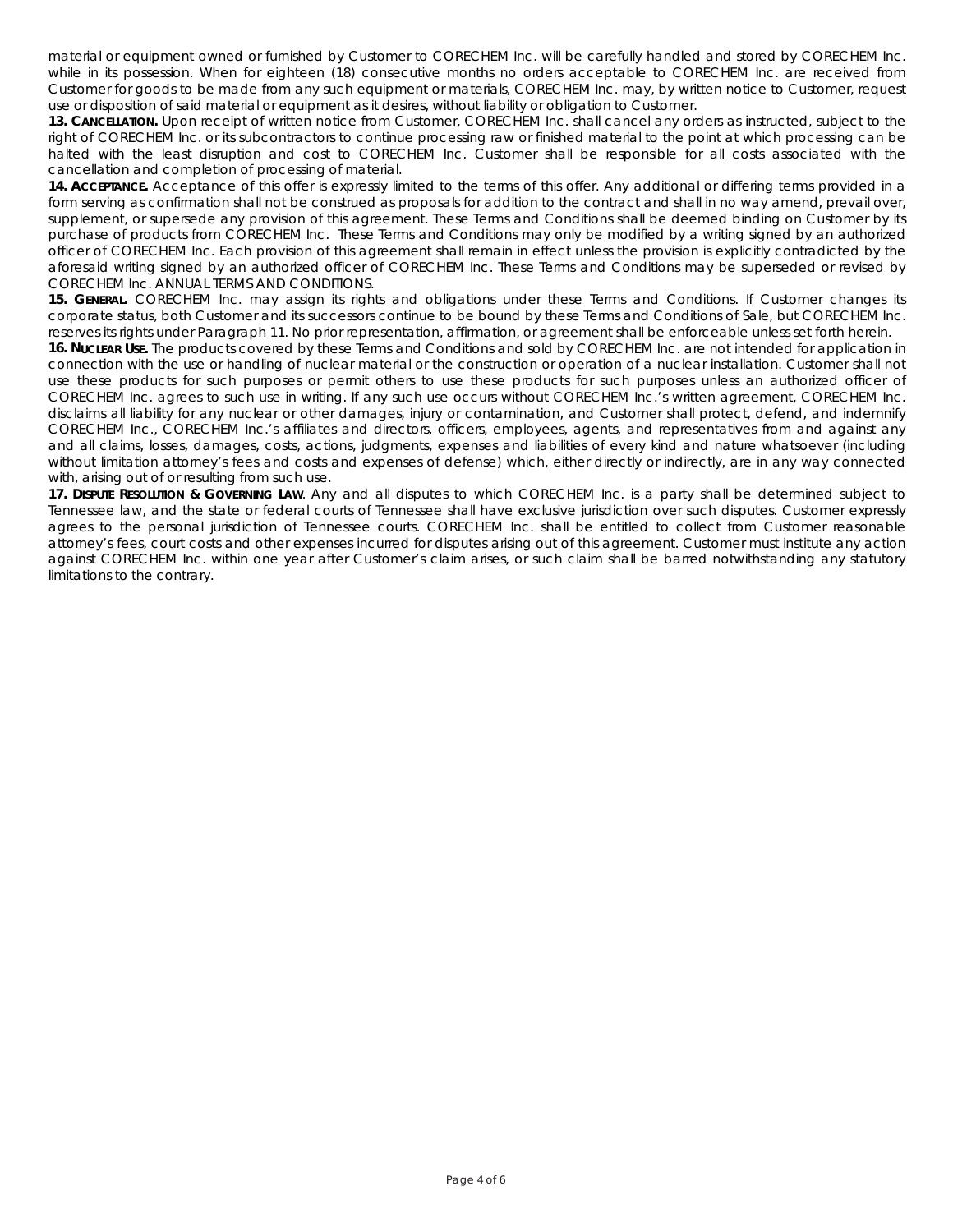material or equipment owned or furnished by Customer to CORECHEM Inc. will be carefully handled and stored by CORECHEM Inc. while in its possession. When for eighteen (18) consecutive months no orders acceptable to CORECHEM Inc. are received from Customer for goods to be made from any such equipment or materials, CORECHEM Inc. may, by written notice to Customer, request use or disposition of said material or equipment as it desires, without liability or obligation to Customer.

**13. CANCELLATION.** Upon receipt of written notice from Customer, CORECHEM Inc. shall cancel any orders as instructed, subject to the right of CORECHEM Inc. or its subcontractors to continue processing raw or finished material to the point at which processing can be halted with the least disruption and cost to CORECHEM Inc. Customer shall be responsible for all costs associated with the cancellation and completion of processing of material.

**14. ACCEPTANCE.** Acceptance of this offer is expressly limited to the terms of this offer. Any additional or differing terms provided in a form serving as confirmation shall not be construed as proposals for addition to the contract and shall in no way amend, prevail over, supplement, or supersede any provision of this agreement. These Terms and Conditions shall be deemed binding on Customer by its purchase of products from CORECHEM Inc. These Terms and Conditions may only be modified by a writing signed by an authorized officer of CORECHEM Inc. Each provision of this agreement shall remain in effect unless the provision is explicitly contradicted by the aforesaid writing signed by an authorized officer of CORECHEM Inc. These Terms and Conditions may be superseded or revised by CORECHEM Inc. ANNUAL TERMS AND CONDITIONS.

**15. GENERAL.** CORECHEM Inc. may assign its rights and obligations under these Terms and Conditions. If Customer changes its corporate status, both Customer and its successors continue to be bound by these Terms and Conditions of Sale, but CORECHEM Inc. reserves its rights under Paragraph 11. No prior representation, affirmation, or agreement shall be enforceable unless set forth herein.

**16. NUCLEAR USE.** The products covered by these Terms and Conditions and sold by CORECHEM Inc. are not intended for application in connection with the use or handling of nuclear material or the construction or operation of a nuclear installation. Customer shall not use these products for such purposes or permit others to use these products for such purposes unless an authorized officer of CORECHEM Inc. agrees to such use in writing. If any such use occurs without CORECHEM Inc.'s written agreement, CORECHEM Inc. disclaims all liability for any nuclear or other damages, injury or contamination, and Customer shall protect, defend, and indemnify CORECHEM Inc., CORECHEM Inc.'s affiliates and directors, officers, employees, agents, and representatives from and against any and all claims, losses, damages, costs, actions, judgments, expenses and liabilities of every kind and nature whatsoever (including without limitation attorney's fees and costs and expenses of defense) which, either directly or indirectly, are in any way connected with, arising out of or resulting from such use.

**17. DISPUTE RESOLUTION & GOVERNING LAW**. Any and all disputes to which CORECHEM Inc. is a party shall be determined subject to Tennessee law, and the state or federal courts of Tennessee shall have exclusive jurisdiction over such disputes. Customer expressly agrees to the personal jurisdiction of Tennessee courts. CORECHEM Inc. shall be entitled to collect from Customer reasonable attorney's fees, court costs and other expenses incurred for disputes arising out of this agreement. Customer must institute any action against CORECHEM Inc. within one year after Customer's claim arises, or such claim shall be barred notwithstanding any statutory limitations to the contrary.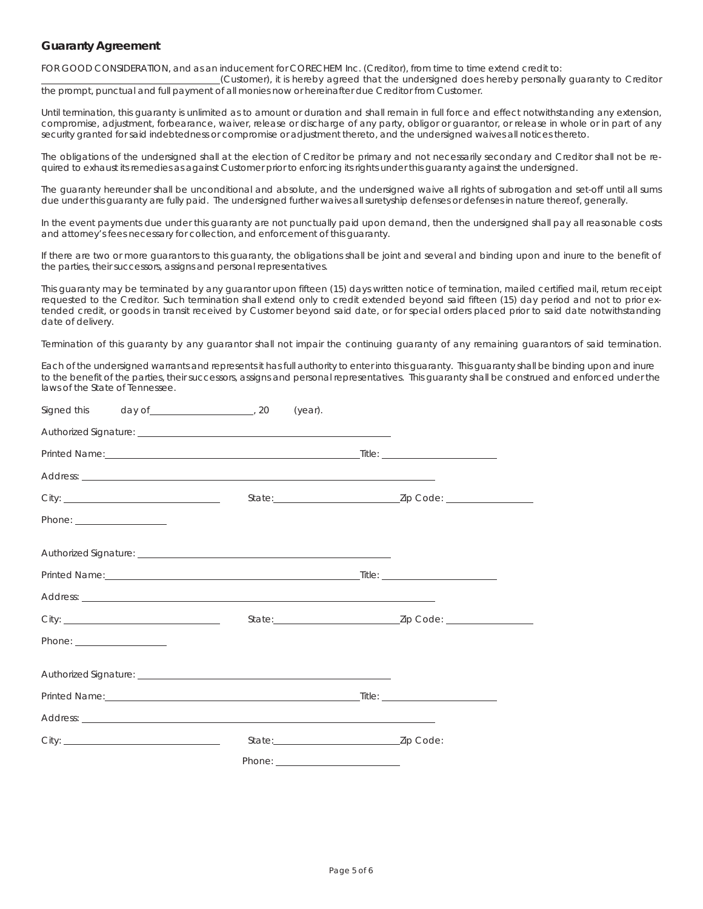## Guaranty Agreement

FOR GOOD CONSIDERATION, and as an inducement for CORECHEM Inc. (Creditor), from time to time extend credit to: ______________________ (Customer), it is hereby agreed that the undersigned does hereby personally guaranty to Creditor the prompt, punctual and full payment of all monies now or hereinafter due Creditor from Customer.

Until termination, this guaranty is unlimited as to amount or duration and shall remain in full force and effect notwithstanding any extension, compromise, adjustment, forbearance, waiver, release or discharge of any party, obligor or guarantor, or release in whole or in part of any security granted for said indebtedness or compromise or adjustment thereto, and the undersigned waives all notices thereto.

The obligations of the undersigned shall at the election of Creditor be primary and not necessarily secondary and Creditor shall not be required to exhaust its remedies as against Customer prior to enforcing its rights under this guaranty against the undersigned.

The guaranty hereunder shall be unconditional and absolute, and the undersigned waive all rights of subrogation and set-off until all sums due under this guaranty are fully paid. The undersigned further waives all suretyship defenses or defenses in nature thereof, generally.

In the event payments due under this guaranty are not punctually paid upon demand, then the undersigned shall pay all reasonable costs and attorney's fees necessary for collection, and enforcement of this guaranty.

If there are two or more guarantors to this guaranty, the obligations shall be joint and several and binding upon and inure to the benefit of the parties, their successors, assigns and personal representatives.

This guaranty may be terminated by any guarantor upon fifteen (15) days written notice of termination, mailed certified mail, return receipt requested to the Creditor. Such termination shall extend only to credit extended beyond said fifteen (15) day period and not to prior extended credit, or goods in transit received by Customer beyond said date, or for special orders placed prior to said date notwithstanding date of delivery.

Termination of this guaranty by any guarantor shall not impair the continuing guaranty of any remaining guarantors of said termination.

Each of the undersigned warrants and represents it has full authority to enter into this guaranty. This guaranty shall be binding upon and inure to the benefit of the parties, their successors, assigns and personal representatives. This guaranty shall be construed and enforced under the laws of the State of Tennessee.

Signed this ____ day of ______________, 20 ____ (year).

Authorized Signature: ______________________

Printed Name: ______________________ Title: ______________

Address: ______________________

City: ______________ State: ______________ Zip Code: ______________

Phone: ______________

Authorized Signature: ______________________

Printed Name: ______________________ Title: ______________

Address: ______________________

City: ______________ State: ______________ Zip Code: ______________

Phone: ______________

Authorized Signature: ______________________

Printed Name: ______________________ Title: ______________

Address: ______________________

City: ______________ State: ______________ Zip Code:

Phone: ______________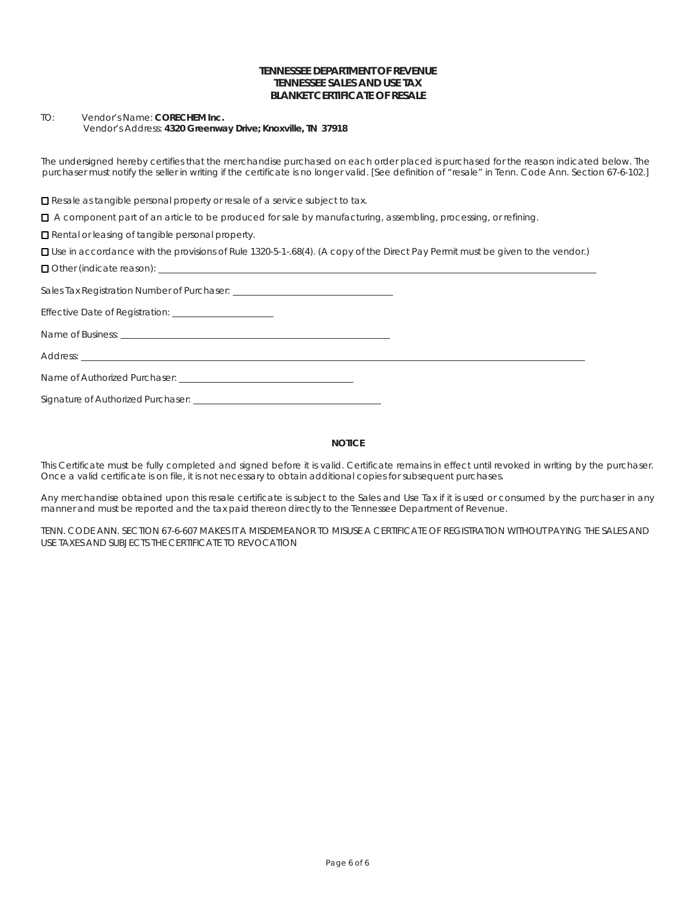**TENNESSEE DEPARTMENT OF REVENUE**
**TENNESSEE SALES AND USE TAX**
**BLANKET CERTIFICATE OF RESALE**

TO: Vendor's Name: **CORECHEM Inc.**
Vendor's Address: **4320 Greenway Drive; Knoxville, TN 37918**

*The undersigned hereby certifies that the merchandise purchased on each order placed is purchased for the reason indicated below. The purchaser must notify the seller in writing if the certificate is no longer valid. [See definition of "resale" in Tenn. Code Ann. Section 67-6-102.]*

- ☐ Resale as tangible personal property or resale of a service subject to tax.
- ☐ A component part of an article to be produced for sale by manufacturing, assembling, processing, or refining.
- ☐ Rental or leasing of tangible personal property.
- ☐ Use in accordance with the provisions of Rule 1320-5-1-.68(4). (A copy of the Direct Pay Permit must be given to the vendor.)
- ☐ Other (indicate reason): ______________________________

Sales Tax Registration Number of Purchaser: ______________________________

Effective Date of Registration: ____________________

Name of Business: ______________________________

Address: ______________________________

Name of Authorized Purchaser: ______________________________

Signature of Authorized Purchaser: ______________________________

**NOTICE**

This Certificate must be fully completed and signed before it is valid. Certificate remains in effect until revoked in writing by the purchaser. Once a valid certificate is on file, it is not necessary to obtain additional copies for subsequent purchases.

Any merchandise obtained upon this resale certificate is subject to the Sales and Use Tax if it is used or consumed by the purchaser in any manner and must be reported and the tax paid thereon directly to the Tennessee Department of Revenue.

TENN. CODE ANN. SECTION 67-6-607 MAKES IT A MISDEMEANOR TO MISUSE A CERTIFICATE OF REGISTRATION WITHOUT PAYING THE SALES AND USE TAXES AND SUBJECTS THE CERTIFICATE TO REVOCATION